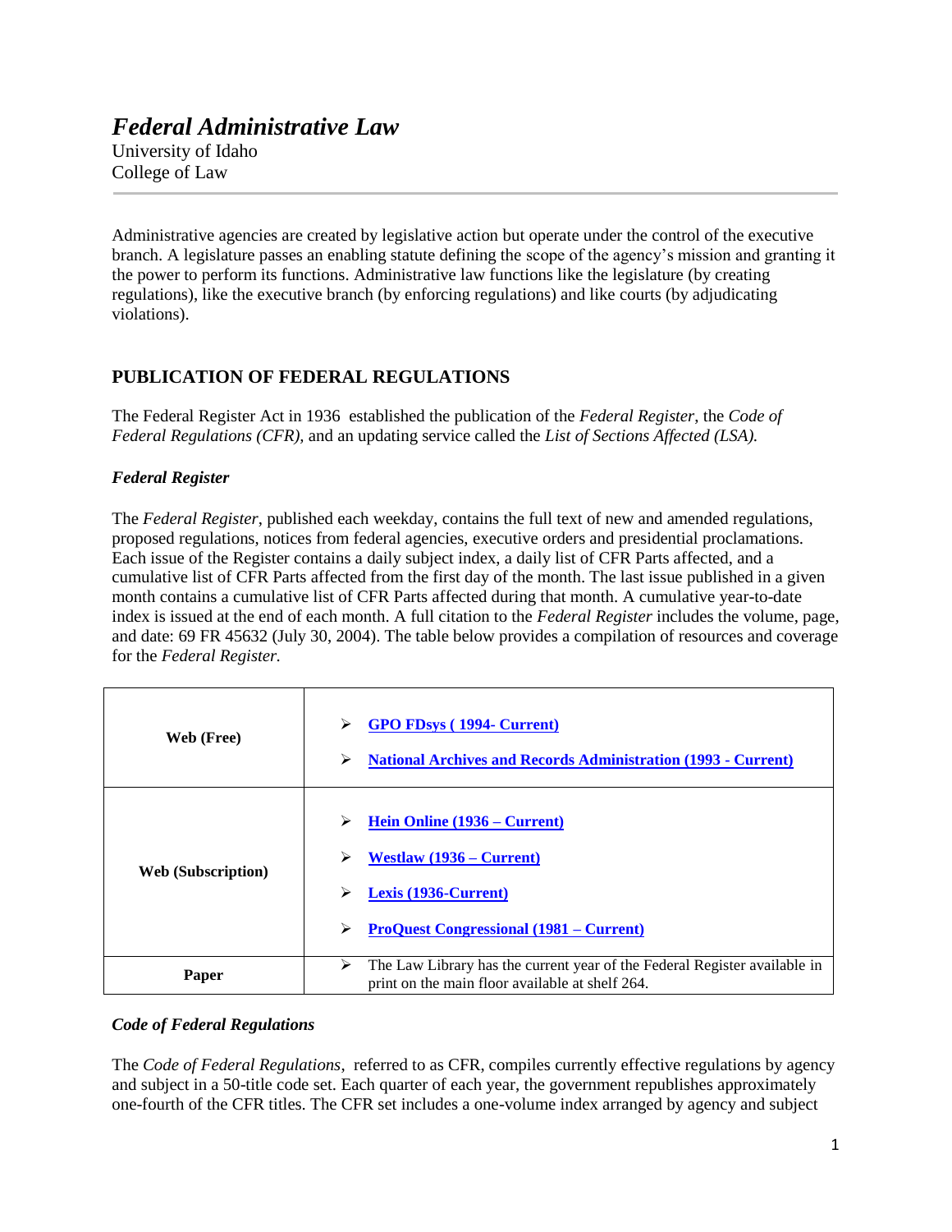# *Federal Administrative Law*

University of Idaho
College of Law

---

Administrative agencies are created by legislative action but operate under the control of the executive branch. A legislature passes an enabling statute defining the scope of the agency's mission and granting it the power to perform its functions. Administrative law functions like the legislature (by creating regulations), like the executive branch (by enforcing regulations) and like courts (by adjudicating violations).

## PUBLICATION OF FEDERAL REGULATIONS

The Federal Register Act in 1936 established the publication of the *Federal Register*, the *Code of Federal Regulations (CFR),* and an updating service called the *List of Sections Affected (LSA).*

### *Federal Register*

The *Federal Register*, published each weekday, contains the full text of new and amended regulations, proposed regulations, notices from federal agencies, executive orders and presidential proclamations. Each issue of the Register contains a daily subject index, a daily list of CFR Parts affected, and a cumulative list of CFR Parts affected from the first day of the month. The last issue published in a given month contains a cumulative list of CFR Parts affected during that month. A cumulative year-to-date index is issued at the end of each month. A full citation to the *Federal Register* includes the volume, page, and date: 69 FR 45632 (July 30, 2004). The table below provides a compilation of resources and coverage for the *Federal Register.*

| | |
|---|---|
| **Web (Free)** | ➢ **GPO FDsys ( 1994- Current)**<br>➢ **National Archives and Records Administration (1993 - Current)** |
| **Web (Subscription)** | ➢ **Hein Online (1936 – Current)**<br>➢ **Westlaw (1936 – Current)**<br>➢ **Lexis (1936-Current)**<br>➢ **ProQuest Congressional (1981 – Current)** |
| **Paper** | ➢ The Law Library has the current year of the Federal Register available in print on the main floor available at shelf 264. |

### *Code of Federal Regulations*

The *Code of Federal Regulations*, referred to as CFR, compiles currently effective regulations by agency and subject in a 50-title code set. Each quarter of each year, the government republishes approximately one-fourth of the CFR titles. The CFR set includes a one-volume index arranged by agency and subject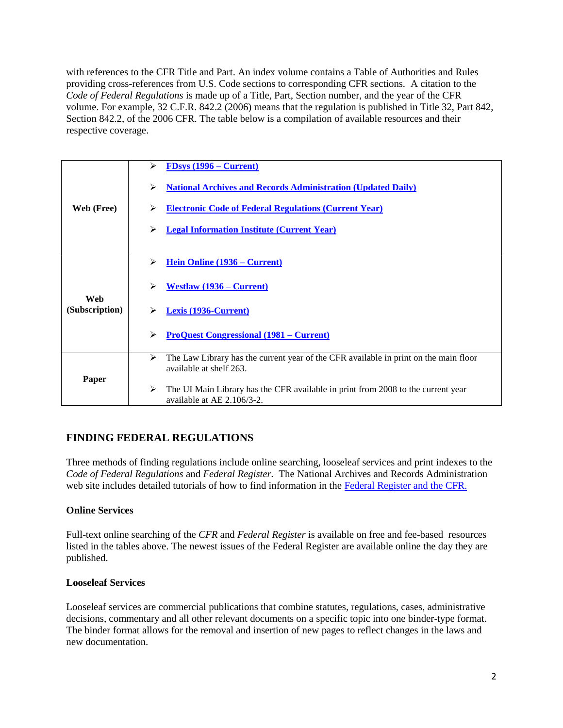with references to the CFR Title and Part. An index volume contains a Table of Authorities and Rules providing cross-references from U.S. Code sections to corresponding CFR sections. A citation to the *Code of Federal Regulations* is made up of a Title, Part, Section number, and the year of the CFR volume. For example, 32 C.F.R. 842.2 (2006) means that the regulation is published in Title 32, Part 842, Section 842.2, of the 2006 CFR. The table below is a compilation of available resources and their respective coverage.

| | |
|---|---|
| **Web (Free)** | ➢ **FDsys (1996 – Current)**<br>➢ **National Archives and Records Administration (Updated Daily)**<br>➢ **Electronic Code of Federal Regulations (Current Year)**<br>➢ **Legal Information Institute (Current Year)** |
| **Web (Subscription)** | ➢ **Hein Online (1936 – Current)**<br>➢ **Westlaw (1936 – Current)**<br>➢ **Lexis (1936-Current)**<br>➢ **ProQuest Congressional (1981 – Current)** |
| **Paper** | ➢ The Law Library has the current year of the CFR available in print on the main floor available at shelf 263.<br>➢ The UI Main Library has the CFR available in print from 2008 to the current year available at AE 2.106/3-2. |

## FINDING FEDERAL REGULATIONS

Three methods of finding regulations include online searching, looseleaf services and print indexes to the *Code of Federal Regulations* and *Federal Register.* The National Archives and Records Administration web site includes detailed tutorials of how to find information in the Federal Register and the CFR.

### Online Services

Full-text online searching of the *CFR* and *Federal Register* is available on free and fee-based resources listed in the tables above. The newest issues of the Federal Register are available online the day they are published.

### Looseleaf Services

Looseleaf services are commercial publications that combine statutes, regulations, cases, administrative decisions, commentary and all other relevant documents on a specific topic into one binder-type format. The binder format allows for the removal and insertion of new pages to reflect changes in the laws and new documentation.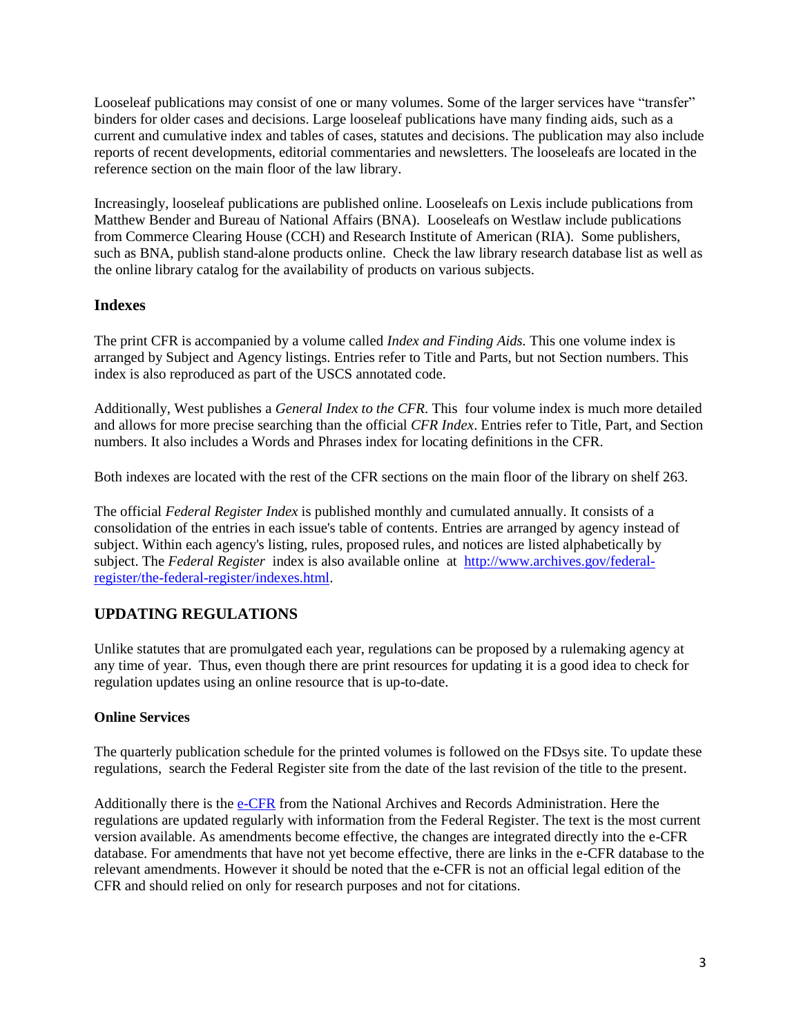Looseleaf publications may consist of one or many volumes. Some of the larger services have "transfer" binders for older cases and decisions. Large looseleaf publications have many finding aids, such as a current and cumulative index and tables of cases, statutes and decisions. The publication may also include reports of recent developments, editorial commentaries and newsletters. The looseleafs are located in the reference section on the main floor of the law library.

Increasingly, looseleaf publications are published online. Looseleafs on Lexis include publications from Matthew Bender and Bureau of National Affairs (BNA). Looseleafs on Westlaw include publications from Commerce Clearing House (CCH) and Research Institute of American (RIA). Some publishers, such as BNA, publish stand-alone products online. Check the law library research database list as well as the online library catalog for the availability of products on various subjects.

### Indexes

The print CFR is accompanied by a volume called *Index and Finding Aids.* This one volume index is arranged by Subject and Agency listings. Entries refer to Title and Parts, but not Section numbers. This index is also reproduced as part of the USCS annotated code.

Additionally, West publishes a *General Index to the CFR*. This four volume index is much more detailed and allows for more precise searching than the official *CFR Index*. Entries refer to Title, Part, and Section numbers. It also includes a Words and Phrases index for locating definitions in the CFR.

Both indexes are located with the rest of the CFR sections on the main floor of the library on shelf 263.

The official *Federal Register Index* is published monthly and cumulated annually. It consists of a consolidation of the entries in each issue's table of contents. Entries are arranged by agency instead of subject. Within each agency's listing, rules, proposed rules, and notices are listed alphabetically by subject. The *Federal Register* index is also available online at [http://www.archives.gov/federal-register/the-federal-register/indexes.html](http://www.archives.gov/federal-register/the-federal-register/indexes.html).

## UPDATING REGULATIONS

Unlike statutes that are promulgated each year, regulations can be proposed by a rulemaking agency at any time of year. Thus, even though there are print resources for updating it is a good idea to check for regulation updates using an online resource that is up-to-date.

### Online Services

The quarterly publication schedule for the printed volumes is followed on the FDsys site. To update these regulations, search the Federal Register site from the date of the last revision of the title to the present.

Additionally there is the e-CFR from the National Archives and Records Administration. Here the regulations are updated regularly with information from the Federal Register. The text is the most current version available. As amendments become effective, the changes are integrated directly into the e-CFR database. For amendments that have not yet become effective, there are links in the e-CFR database to the relevant amendments. However it should be noted that the e-CFR is not an official legal edition of the CFR and should relied on only for research purposes and not for citations.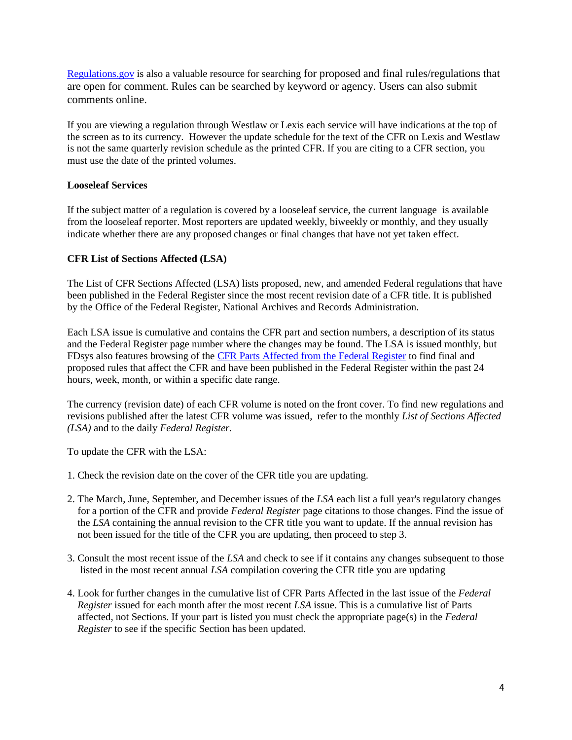[Regulations.gov](https://www.regulations.gov) is also a valuable resource for searching for proposed and final rules/regulations that are open for comment. Rules can be searched by keyword or agency. Users can also submit comments online.

If you are viewing a regulation through Westlaw or Lexis each service will have indications at the top of the screen as to its currency. However the update schedule for the text of the CFR on Lexis and Westlaw is not the same quarterly revision schedule as the printed CFR. If you are citing to a CFR section, you must use the date of the printed volumes.

**Looseleaf Services**

If the subject matter of a regulation is covered by a looseleaf service, the current language is available from the looseleaf reporter. Most reporters are updated weekly, biweekly or monthly, and they usually indicate whether there are any proposed changes or final changes that have not yet taken effect.

**CFR List of Sections Affected (LSA)**

The List of CFR Sections Affected (LSA) lists proposed, new, and amended Federal regulations that have been published in the Federal Register since the most recent revision date of a CFR title. It is published by the Office of the Federal Register, National Archives and Records Administration.

Each LSA issue is cumulative and contains the CFR part and section numbers, a description of its status and the Federal Register page number where the changes may be found. The LSA is issued monthly, but FDsys also features browsing of the CFR Parts Affected from the Federal Register to find final and proposed rules that affect the CFR and have been published in the Federal Register within the past 24 hours, week, month, or within a specific date range.

The currency (revision date) of each CFR volume is noted on the front cover. To find new regulations and revisions published after the latest CFR volume was issued, refer to the monthly *List of Sections Affected (LSA)* and to the daily *Federal Register.*

To update the CFR with the LSA:

1. Check the revision date on the cover of the CFR title you are updating.

2. The March, June, September, and December issues of the *LSA* each list a full year's regulatory changes for a portion of the CFR and provide *Federal Register* page citations to those changes. Find the issue of the *LSA* containing the annual revision to the CFR title you want to update. If the annual revision has not been issued for the title of the CFR you are updating, then proceed to step 3.

3. Consult the most recent issue of the *LSA* and check to see if it contains any changes subsequent to those listed in the most recent annual *LSA* compilation covering the CFR title you are updating

4. Look for further changes in the cumulative list of CFR Parts Affected in the last issue of the *Federal Register* issued for each month after the most recent *LSA* issue. This is a cumulative list of Parts affected, not Sections. If your part is listed you must check the appropriate page(s) in the *Federal Register* to see if the specific Section has been updated.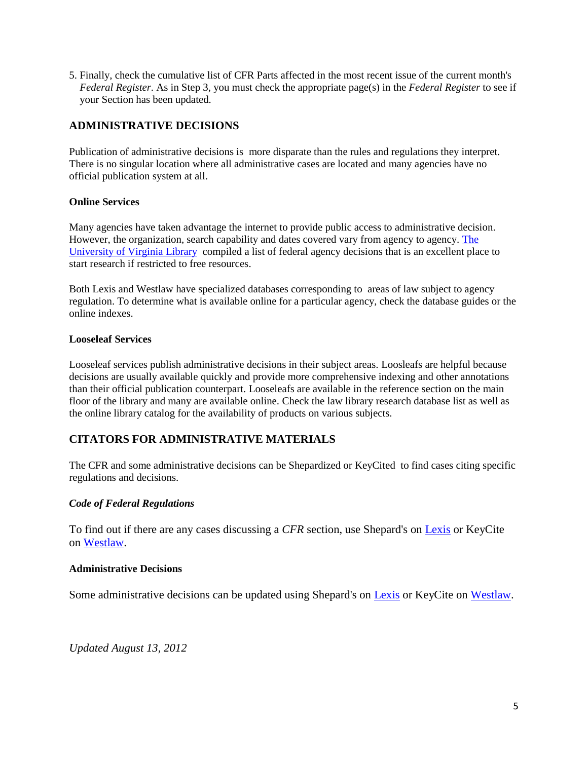5. Finally, check the cumulative list of CFR Parts affected in the most recent issue of the current month's *Federal Register.* As in Step 3, you must check the appropriate page(s) in the *Federal Register* to see if your Section has been updated.

## ADMINISTRATIVE DECISIONS

Publication of administrative decisions is more disparate than the rules and regulations they interpret. There is no singular location where all administrative cases are located and many agencies have no official publication system at all.

### Online Services

Many agencies have taken advantage the internet to provide public access to administrative decision. However, the organization, search capability and dates covered vary from agency to agency. The University of Virginia Library compiled a list of federal agency decisions that is an excellent place to start research if restricted to free resources.

Both Lexis and Westlaw have specialized databases corresponding to areas of law subject to agency regulation. To determine what is available online for a particular agency, check the database guides or the online indexes.

### Looseleaf Services

Looseleaf services publish administrative decisions in their subject areas. Loosleafs are helpful because decisions are usually available quickly and provide more comprehensive indexing and other annotations than their official publication counterpart. Looseleafs are available in the reference section on the main floor of the library and many are available online. Check the law library research database list as well as the online library catalog for the availability of products on various subjects.

## CITATORS FOR ADMINISTRATIVE MATERIALS

The CFR and some administrative decisions can be Shepardized or KeyCited to find cases citing specific regulations and decisions.

### *Code of Federal Regulations*

To find out if there are any cases discussing a *CFR* section, use Shepard's on Lexis or KeyCite on Westlaw.

### Administrative Decisions

Some administrative decisions can be updated using Shepard's on Lexis or KeyCite on Westlaw.

*Updated August 13, 2012*